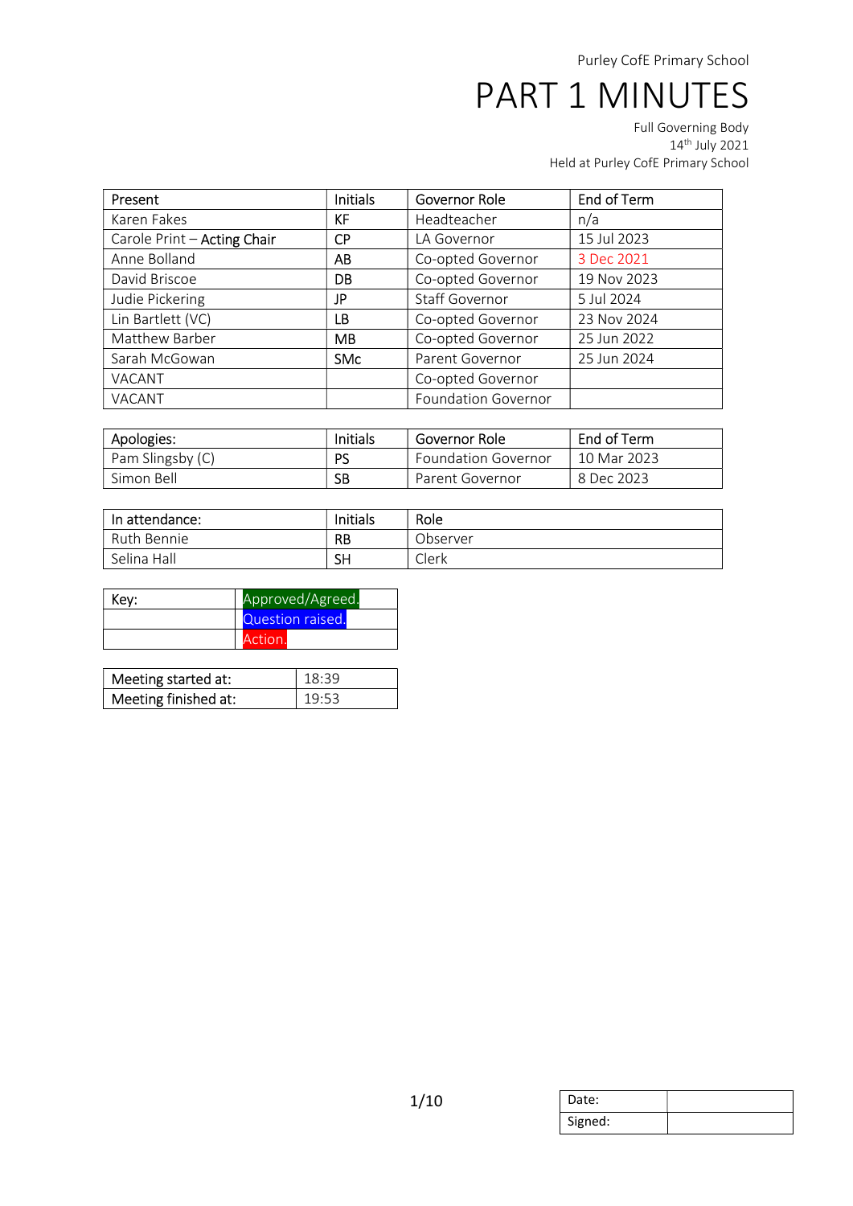Purley CofE Primary School

# PART 1 MINUTES

Full Governing Body
14th July 2021
Held at Purley CofE Primary School

| Present | Initials | Governor Role | End of Term |
|---|---|---|---|
| Karen Fakes | KF | Headteacher | n/a |
| Carole Print – Acting Chair | CP | LA Governor | 15 Jul 2023 |
| Anne Bolland | AB | Co-opted Governor | 3 Dec 2021 |
| David Briscoe | DB | Co-opted Governor | 19 Nov 2023 |
| Judie Pickering | JP | Staff Governor | 5 Jul 2024 |
| Lin Bartlett (VC) | LB | Co-opted Governor | 23 Nov 2024 |
| Matthew Barber | MB | Co-opted Governor | 25 Jun 2022 |
| Sarah McGowan | SMc | Parent Governor | 25 Jun 2024 |
| VACANT | | Co-opted Governor | |
| VACANT | | Foundation Governor | |

| Apologies: | Initials | Governor Role | End of Term |
|---|---|---|---|
| Pam Slingsby (C) | PS | Foundation Governor | 10 Mar 2023 |
| Simon Bell | SB | Parent Governor | 8 Dec 2023 |

| In attendance: | Initials | Role |
|---|---|---|
| Ruth Bennie | RB | Observer |
| Selina Hall | SH | Clerk |

| Key: | |
|---|---|
| | Approved/Agreed. |
| | Question raised. |
| | Action. |

| Meeting started at: | 18:39 |
|---|---|
| Meeting finished at: | 19:53 |

| Date: | |
|---|---|
| Signed: | |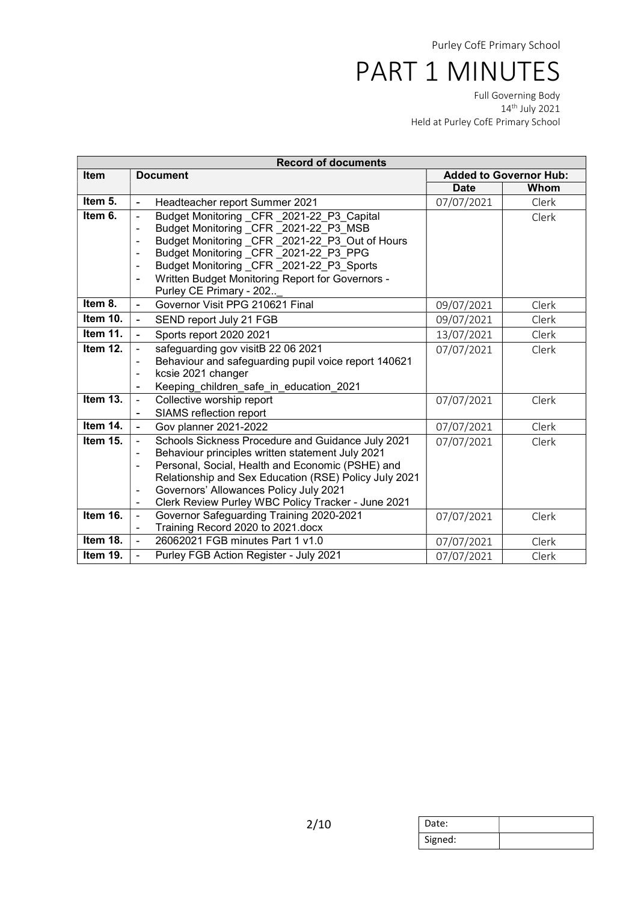Purley CofE Primary School

# PART 1 MINUTES

Full Governing Body
14th July 2021
Held at Purley CofE Primary School

| Record of documents | | | |
|---|---|---|---|
| **Item** | **Document** | **Added to Governor Hub:** | |
| | | **Date** | **Whom** |
| **Item 5.** | - Headteacher report Summer 2021 | 07/07/2021 | Clerk |
| **Item 6.** | - Budget Monitoring _CFR _2021-22_P3_Capital<br>- Budget Monitoring _CFR _2021-22_P3_MSB<br>- Budget Monitoring _CFR _2021-22_P3_Out of Hours<br>- Budget Monitoring _CFR _2021-22_P3_PPG<br>- Budget Monitoring _CFR _2021-22_P3_Sports<br>- Written Budget Monitoring Report for Governors - Purley CE Primary - 202.._ | | Clerk |
| **Item 8.** | - Governor Visit PPG 210621 Final | 09/07/2021 | Clerk |
| **Item 10.** | - SEND report July 21 FGB | 09/07/2021 | Clerk |
| **Item 11.** | - Sports report 2020 2021 | 13/07/2021 | Clerk |
| **Item 12.** | - safeguarding gov visitB 22 06 2021<br>- Behaviour and safeguarding pupil voice report 140621<br>- kcsie 2021 changer<br>- Keeping_children_safe_in_education_2021 | 07/07/2021 | Clerk |
| **Item 13.** | - Collective worship report<br>- SIAMS reflection report | 07/07/2021 | Clerk |
| **Item 14.** | - Gov planner 2021-2022 | 07/07/2021 | Clerk |
| **Item 15.** | - Schools Sickness Procedure and Guidance July 2021<br>- Behaviour principles written statement July 2021<br>- Personal, Social, Health and Economic (PSHE) and Relationship and Sex Education (RSE) Policy July 2021<br>- Governors' Allowances Policy July 2021<br>- Clerk Review Purley WBC Policy Tracker - June 2021 | 07/07/2021 | Clerk |
| **Item 16.** | - Governor Safeguarding Training 2020-2021<br>- Training Record 2020 to 2021.docx | 07/07/2021 | Clerk |
| **Item 18.** | - 26062021 FGB minutes Part 1 v1.0 | 07/07/2021 | Clerk |
| **Item 19.** | - Purley FGB Action Register - July 2021 | 07/07/2021 | Clerk |

| Date: | |
|---|---|
| Signed: | |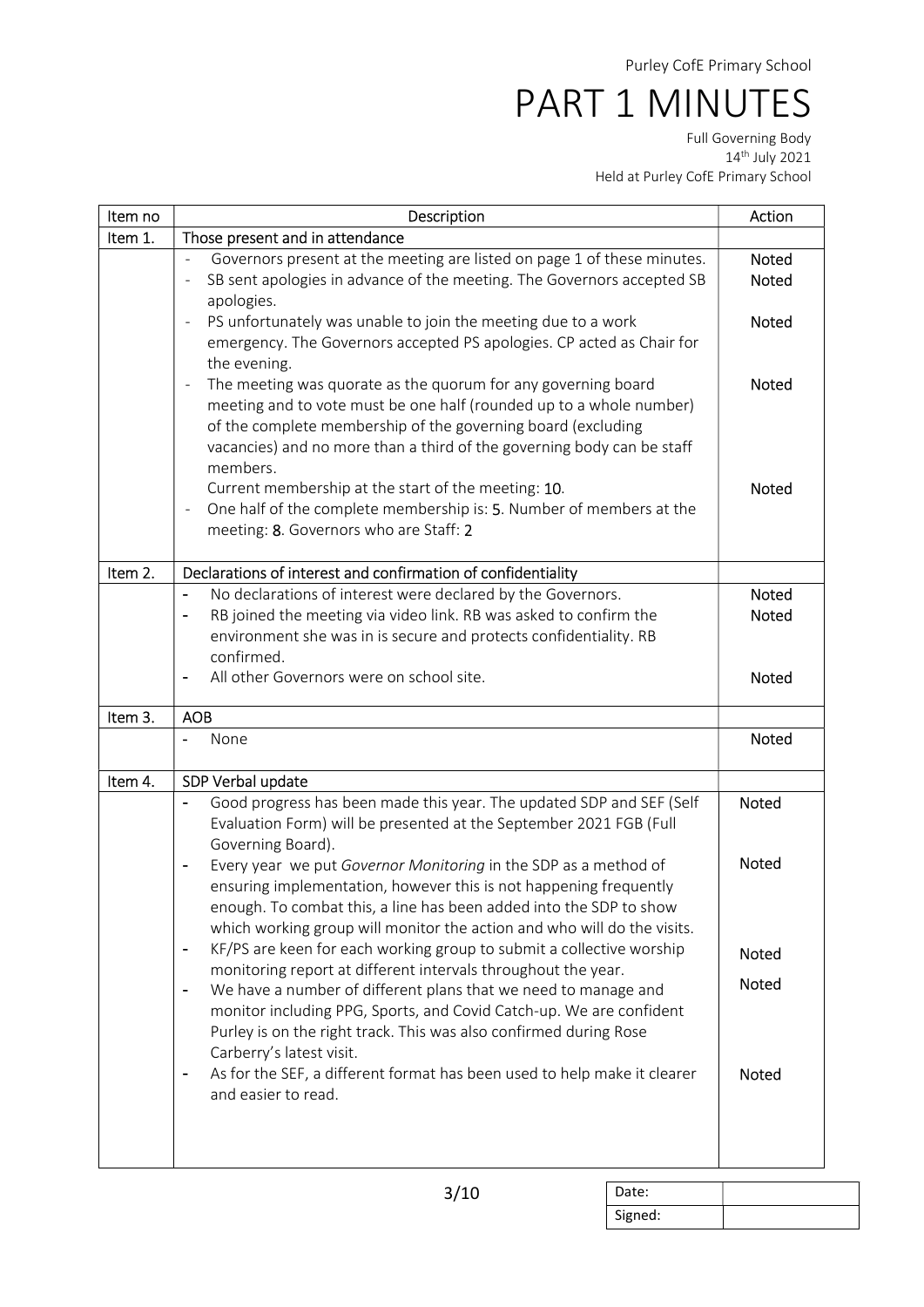Purley CofE Primary School

# PART 1 MINUTES

Full Governing Body
14th July 2021
Held at Purley CofE Primary School

| Item no | Description | Action |
|---|---|---|
| Item 1. | Those present and in attendance | |
| | - Governors present at the meeting are listed on page 1 of these minutes. | Noted |
| | - SB sent apologies in advance of the meeting. The Governors accepted SB apologies. | Noted |
| | - PS unfortunately was unable to join the meeting due to a work emergency. The Governors accepted PS apologies. CP acted as Chair for the evening. | Noted |
| | - The meeting was quorate as the quorum for any governing board meeting and to vote must be one half (rounded up to a whole number) of the complete membership of the governing board (excluding vacancies) and no more than a third of the governing body can be staff members. | Noted |
| | Current membership at the start of the meeting: **10**. - One half of the complete membership is: **5**. Number of members at the meeting: **8**. Governors who are Staff: **2** | Noted |
| Item 2. | Declarations of interest and confirmation of confidentiality | |
| | - No declarations of interest were declared by the Governors. | Noted |
| | - RB joined the meeting via video link. RB was asked to confirm the environment she was in is secure and protects confidentiality. RB confirmed. | Noted |
| | - All other Governors were on school site. | Noted |
| Item 3. | AOB | |
| | - None | Noted |
| Item 4. | SDP Verbal update | |
| | - Good progress has been made this year. The updated SDP and SEF (Self Evaluation Form) will be presented at the September 2021 FGB (Full Governing Board). | Noted |
| | - Every year we put *Governor Monitoring* in the SDP as a method of ensuring implementation, however this is not happening frequently enough. To combat this, a line has been added into the SDP to show which working group will monitor the action and who will do the visits. | Noted |
| | - KF/PS are keen for each working group to submit a collective worship monitoring report at different intervals throughout the year. | Noted |
| | - We have a number of different plans that we need to manage and monitor including PPG, Sports, and Covid Catch-up. We are confident Purley is on the right track. This was also confirmed during Rose Carberry's latest visit. | Noted |
| | - As for the SEF, a different format has been used to help make it clearer and easier to read. | Noted |

| Date: | |
|---|---|
| Signed: | |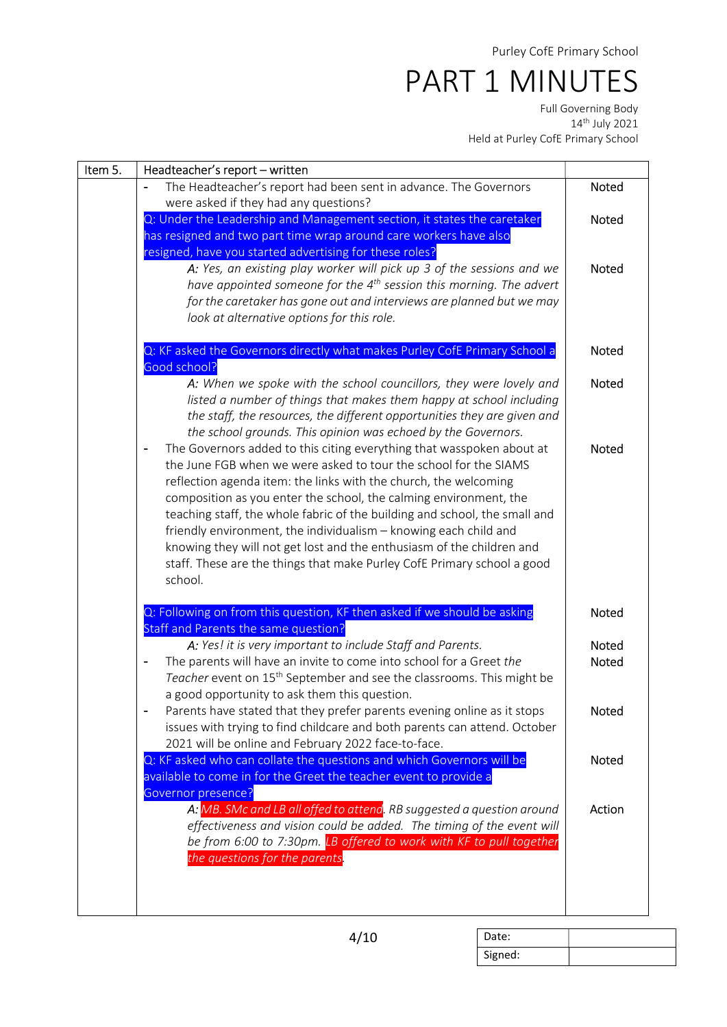Purley CofE Primary School

# PART 1 MINUTES

Full Governing Body
14th July 2021
Held at Purley CofE Primary School

| Item 5. | Headteacher's report – written | |
|---|---|---|
| | - The Headteacher's report had been sent in advance. The Governors were asked if they had any questions? | Noted |
| | Q: Under the Leadership and Management section, it states the caretaker has resigned and two part time wrap around care workers have also resigned, have you started advertising for these roles? | Noted |
| | *A: Yes, an existing play worker will pick up 3 of the sessions and we have appointed someone for the 4th session this morning. The advert for the caretaker has gone out and interviews are planned but we may look at alternative options for this role.* | Noted |
| | Q: KF asked the Governors directly what makes Purley CofE Primary School a Good school? | Noted |
| | *A: When we spoke with the school councillors, they were lovely and listed a number of things that makes them happy at school including the staff, the resources, the different opportunities they are given and the school grounds. This opinion was echoed by the Governors.* | Noted |
| | - The Governors added to this citing everything that wasspoken about at the June FGB when we were asked to tour the school for the SIAMS reflection agenda item: the links with the church, the welcoming composition as you enter the school, the calming environment, the teaching staff, the whole fabric of the building and school, the small and friendly environment, the individualism – knowing each child and knowing they will not get lost and the enthusiasm of the children and staff. These are the things that make Purley CofE Primary school a good school. | Noted |
| | Q: Following on from this question, KF then asked if we should be asking Staff and Parents the same question? | Noted |
| | *A: Yes! it is very important to include Staff and Parents.* | Noted |
| | - The parents will have an invite to come into school for a Greet *the Teacher* event on 15th September and see the classrooms. This might be a good opportunity to ask them this question. | Noted |
| | - Parents have stated that they prefer parents evening online as it stops issues with trying to find childcare and both parents can attend. October 2021 will be online and February 2022 face-to-face. | Noted |
| | Q: KF asked who can collate the questions and which Governors will be available to come in for the Greet the teacher event to provide a Governor presence? | Noted |
| | *A: MB. SMc and LB all offed to attend. RB suggested a question around effectiveness and vision could be added. The timing of the event will be from 6:00 to 7:30pm. LB offered to work with KF to pull together the questions for the parents.* | Action |

| Date: | |
|---|---|
| Signed: | |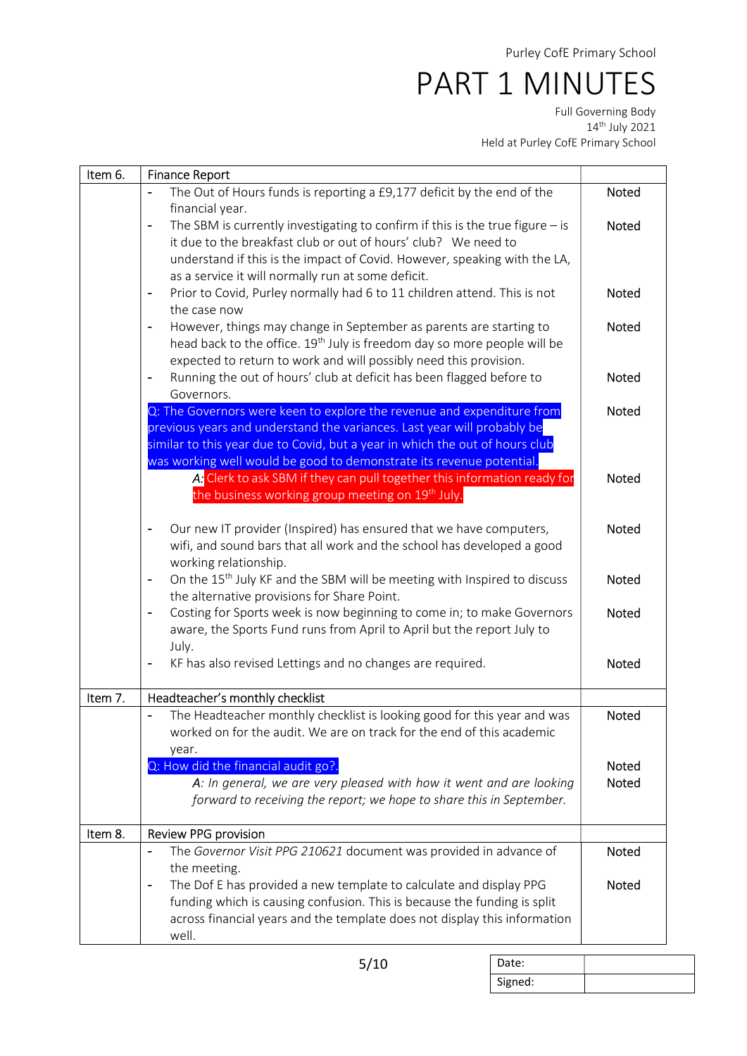Purley CofE Primary School

# PART 1 MINUTES

Full Governing Body
14th July 2021
Held at Purley CofE Primary School

| Item 6. | Finance Report | |
|---|---|---|
| | - The Out of Hours funds is reporting a £9,177 deficit by the end of the financial year. | Noted |
| | - The SBM is currently investigating to confirm if this is the true figure – is it due to the breakfast club or out of hours' club? We need to understand if this is the impact of Covid. However, speaking with the LA, as a service it will normally run at some deficit. | Noted |
| | - Prior to Covid, Purley normally had 6 to 11 children attend. This is not the case now | Noted |
| | - However, things may change in September as parents are starting to head back to the office. 19th July is freedom day so more people will be expected to return to work and will possibly need this provision. | Noted |
| | - Running the out of hours' club at deficit has been flagged before to Governors. | Noted |
| | Q: The Governors were keen to explore the revenue and expenditure from previous years and understand the variances. Last year will probably be similar to this year due to Covid, but a year in which the out of hours club was working well would be good to demonstrate its revenue potential. | Noted |
| | A: Clerk to ask SBM if they can pull together this information ready for the business working group meeting on 19th July. | Noted |
| | - Our new IT provider (Inspired) has ensured that we have computers, wifi, and sound bars that all work and the school has developed a good working relationship. | Noted |
| | - On the 15th July KF and the SBM will be meeting with Inspired to discuss the alternative provisions for Share Point. | Noted |
| | - Costing for Sports week is now beginning to come in; to make Governors aware, the Sports Fund runs from April to April but the report July to July. | Noted |
| | - KF has also revised Lettings and no changes are required. | Noted |
| **Item 7.** | **Headteacher's monthly checklist** | |
| | - The Headteacher monthly checklist is looking good for this year and was worked on for the audit. We are on track for the end of this academic year. | Noted |
| | Q: How did the financial audit go?. | Noted |
| | *A: In general, we are very pleased with how it went and are looking forward to receiving the report; we hope to share this in September.* | Noted |
| **Item 8.** | **Review PPG provision** | |
| | - The *Governor Visit PPG 210621* document was provided in advance of the meeting. | Noted |
| | - The Dof E has provided a new template to calculate and display PPG funding which is causing confusion. This is because the funding is split across financial years and the template does not display this information well. | Noted |

| Date: | |
|---|---|
| Signed: | |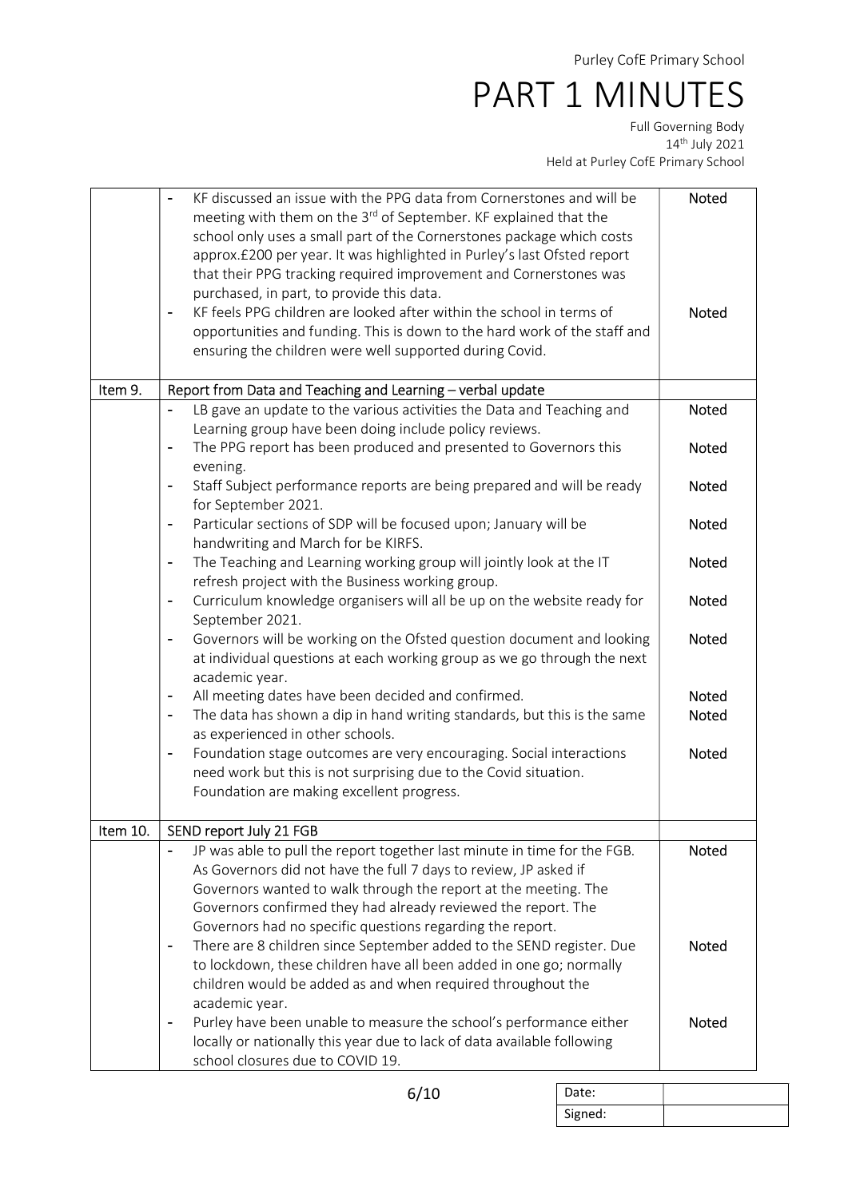Purley CofE Primary School

# PART 1 MINUTES

Full Governing Body
14th July 2021
Held at Purley CofE Primary School

| | | |
|---|---|---|
| | - KF discussed an issue with the PPG data from Cornerstones and will be meeting with them on the 3rd of September. KF explained that the school only uses a small part of the Cornerstones package which costs approx.£200 per year. It was highlighted in Purley's last Ofsted report that their PPG tracking required improvement and Cornerstones was purchased, in part, to provide this data. | Noted |
| | - KF feels PPG children are looked after within the school in terms of opportunities and funding. This is down to the hard work of the staff and ensuring the children were well supported during Covid. | Noted |
| Item 9. | Report from Data and Teaching and Learning – verbal update | |
| | - LB gave an update to the various activities the Data and Teaching and Learning group have been doing include policy reviews. | Noted |
| | - The PPG report has been produced and presented to Governors this evening. | Noted |
| | - Staff Subject performance reports are being prepared and will be ready for September 2021. | Noted |
| | - Particular sections of SDP will be focused upon; January will be handwriting and March for be KIRFS. | Noted |
| | - The Teaching and Learning working group will jointly look at the IT refresh project with the Business working group. | Noted |
| | - Curriculum knowledge organisers will all be up on the website ready for September 2021. | Noted |
| | - Governors will be working on the Ofsted question document and looking at individual questions at each working group as we go through the next academic year. | Noted |
| | - All meeting dates have been decided and confirmed. | Noted |
| | - The data has shown a dip in hand writing standards, but this is the same as experienced in other schools. | Noted |
| | - Foundation stage outcomes are very encouraging. Social interactions need work but this is not surprising due to the Covid situation. Foundation are making excellent progress. | Noted |
| Item 10. | SEND report July 21 FGB | |
| | - JP was able to pull the report together last minute in time for the FGB. As Governors did not have the full 7 days to review, JP asked if Governors wanted to walk through the report at the meeting. The Governors confirmed they had already reviewed the report. The Governors had no specific questions regarding the report. | Noted |
| | - There are 8 children since September added to the SEND register. Due to lockdown, these children have all been added in one go; normally children would be added as and when required throughout the academic year. | Noted |
| | - Purley have been unable to measure the school's performance either locally or nationally this year due to lack of data available following school closures due to COVID 19. | Noted |

| | |
|---|---|
| Date: | |
| Signed: | |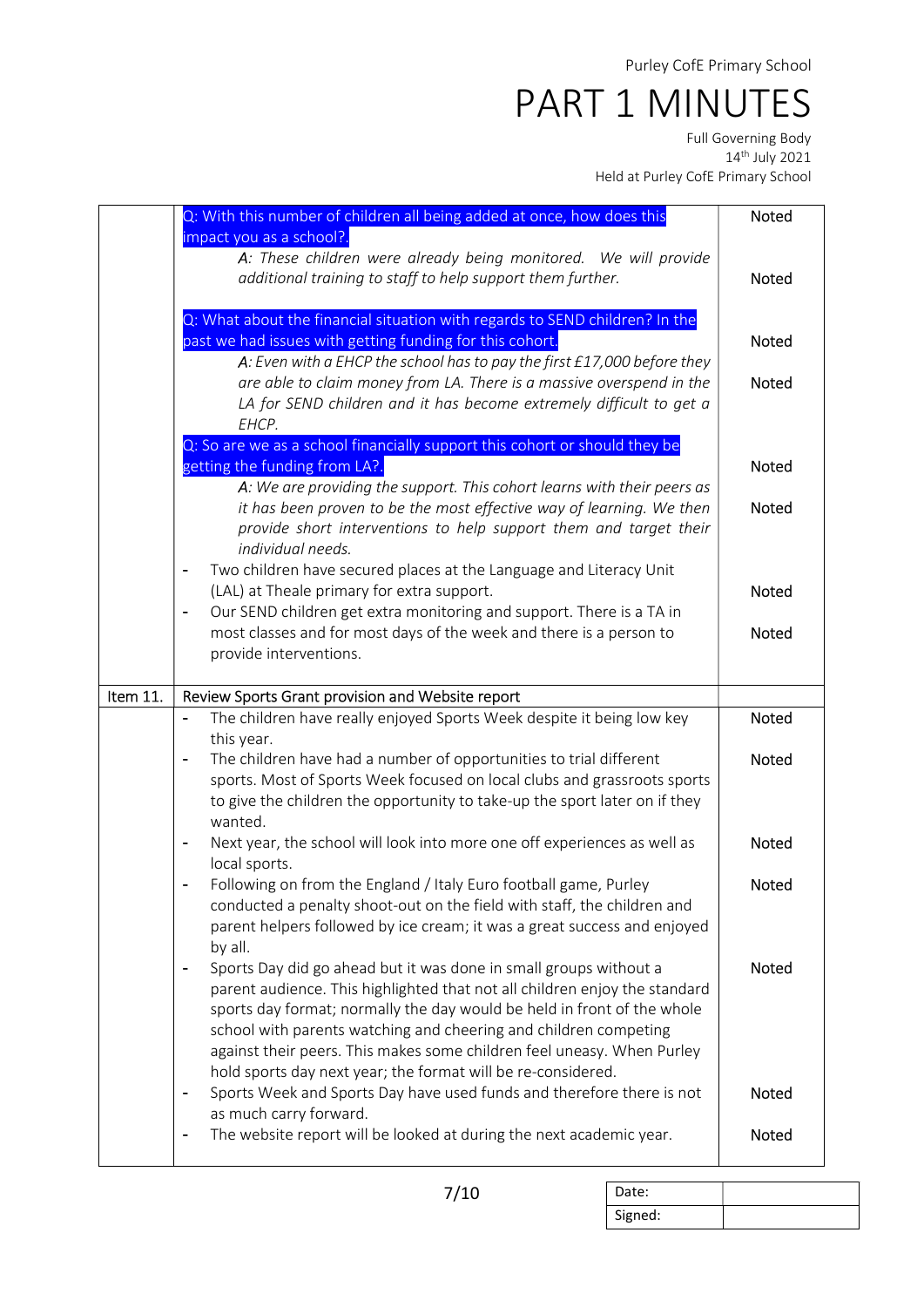| | | |
|---|---|---|
| | Q: With this number of children all being added at once, how does this impact you as a school?. | Noted |
| | *A: These children were already being monitored. We will provide additional training to staff to help support them further.* | Noted |
| | Q: What about the financial situation with regards to SEND children? In the past we had issues with getting funding for this cohort. | Noted |
| | *A: Even with a EHCP the school has to pay the first £17,000 before they are able to claim money from LA. There is a massive overspend in the LA for SEND children and it has become extremely difficult to get a EHCP.* | Noted |
| | Q: So are we as a school financially support this cohort or should they be getting the funding from LA?. | Noted |
| | *A: We are providing the support. This cohort learns with their peers as it has been proven to be the most effective way of learning. We then provide short interventions to help support them and target their individual needs.* | Noted |
| | - Two children have secured places at the Language and Literacy Unit (LAL) at Theale primary for extra support. | Noted |
| | - Our SEND children get extra monitoring and support. There is a TA in most classes and for most days of the week and there is a person to provide interventions. | Noted |
| Item 11. | Review Sports Grant provision and Website report | |
| | - The children have really enjoyed Sports Week despite it being low key this year. | Noted |
| | - The children have had a number of opportunities to trial different sports. Most of Sports Week focused on local clubs and grassroots sports to give the children the opportunity to take-up the sport later on if they wanted. | Noted |
| | - Next year, the school will look into more one off experiences as well as local sports. | Noted |
| | - Following on from the England / Italy Euro football game, Purley conducted a penalty shoot-out on the field with staff, the children and parent helpers followed by ice cream; it was a great success and enjoyed by all. | Noted |
| | - Sports Day did go ahead but it was done in small groups without a parent audience. This highlighted that not all children enjoy the standard sports day format; normally the day would be held in front of the whole school with parents watching and cheering and children competing against their peers. This makes some children feel uneasy. When Purley hold sports day next year; the format will be re-considered. | Noted |
| | - Sports Week and Sports Day have used funds and therefore there is not as much carry forward. | Noted |
| | - The website report will be looked at during the next academic year. | Noted |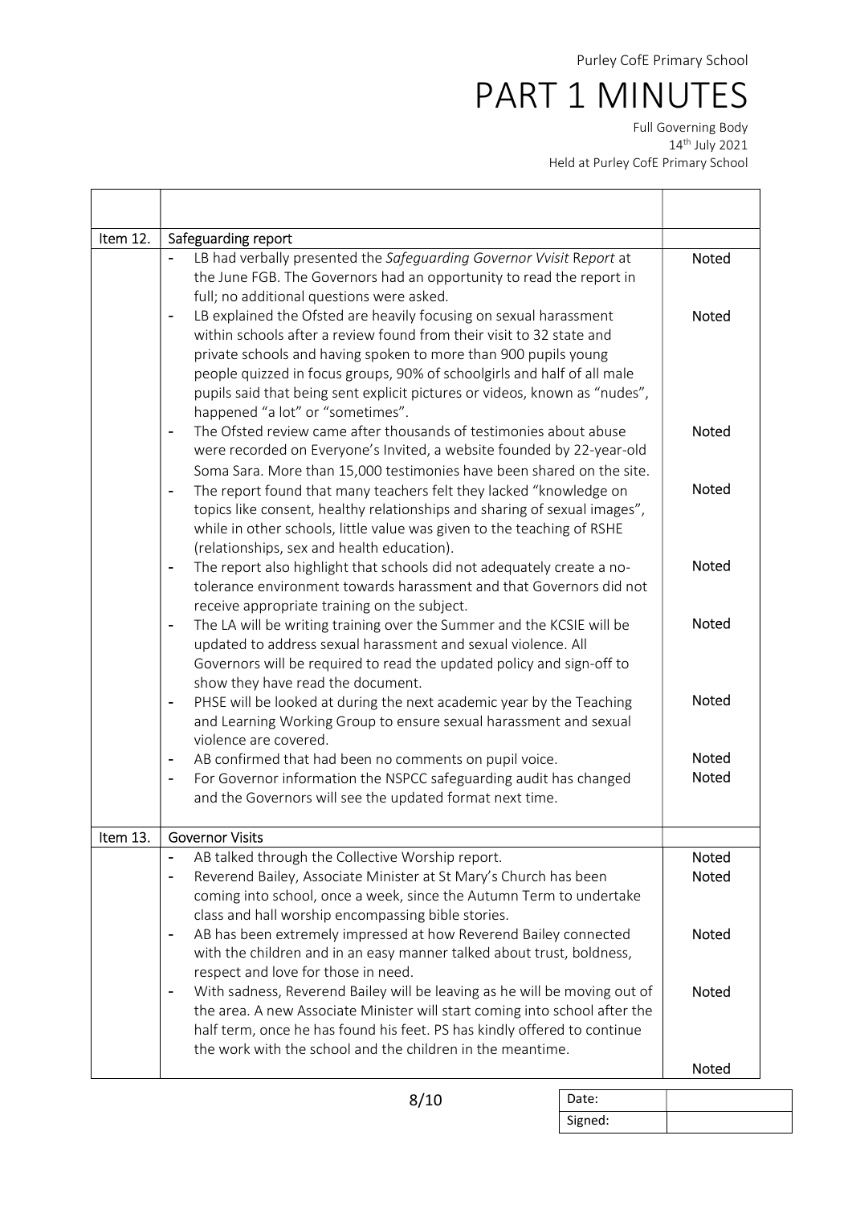| | | |
|---|---|---|
| Item 12. | Safeguarding report | |
| | - LB had verbally presented the *Safeguarding Governor Vvisit* Report at the June FGB. The Governors had an opportunity to read the report in full; no additional questions were asked. | Noted |
| | - LB explained the Ofsted are heavily focusing on sexual harassment within schools after a review found from their visit to 32 state and private schools and having spoken to more than 900 pupils young people quizzed in focus groups, 90% of schoolgirls and half of all male pupils said that being sent explicit pictures or videos, known as "nudes", happened "a lot" or "sometimes". | Noted |
| | - The Ofsted review came after thousands of testimonies about abuse were recorded on Everyone's Invited, a website founded by 22-year-old Soma Sara. More than 15,000 testimonies have been shared on the site. | Noted |
| | - The report found that many teachers felt they lacked "knowledge on topics like consent, healthy relationships and sharing of sexual images", while in other schools, little value was given to the teaching of RSHE (relationships, sex and health education). | Noted |
| | - The report also highlight that schools did not adequately create a no-tolerance environment towards harassment and that Governors did not receive appropriate training on the subject. | Noted |
| | - The LA will be writing training over the Summer and the KCSIE will be updated to address sexual harassment and sexual violence. All Governors will be required to read the updated policy and sign-off to show they have read the document. | Noted |
| | - PHSE will be looked at during the next academic year by the Teaching and Learning Working Group to ensure sexual harassment and sexual violence are covered. | Noted |
| | - AB confirmed that had been no comments on pupil voice. | Noted |
| | - For Governor information the NSPCC safeguarding audit has changed and the Governors will see the updated format next time. | Noted |
| Item 13. | Governor Visits | |
| | - AB talked through the Collective Worship report. | Noted |
| | - Reverend Bailey, Associate Minister at St Mary's Church has been coming into school, once a week, since the Autumn Term to undertake class and hall worship encompassing bible stories. | Noted |
| | - AB has been extremely impressed at how Reverend Bailey connected with the children and in an easy manner talked about trust, boldness, respect and love for those in need. | Noted |
| | - With sadness, Reverend Bailey will be leaving as he will be moving out of the area. A new Associate Minister will start coming into school after the half term, once he has found his feet. PS has kindly offered to continue the work with the school and the children in the meantime. | Noted |
| | | Noted |

| | |
|---|---|
| Date: | |
| Signed: | |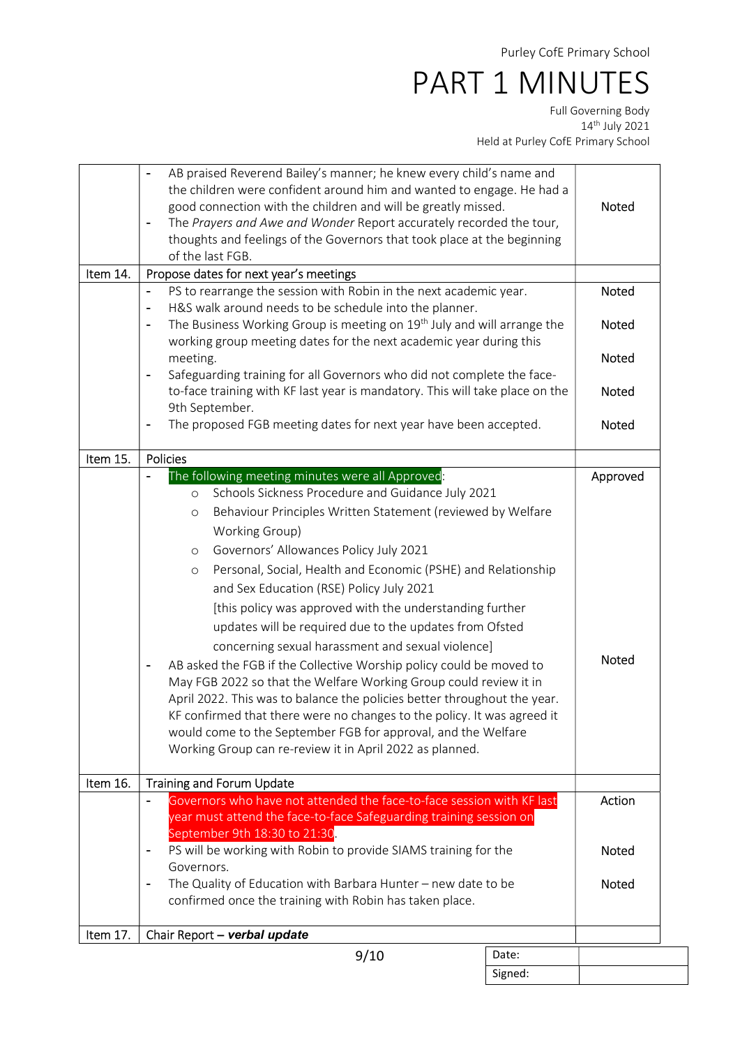| | | |
|---|---|---|
| | - AB praised Reverend Bailey's manner; he knew every child's name and the children were confident around him and wanted to engage. He had a good connection with the children and will be greatly missed.<br>- The *Prayers and Awe and Wonder* Report accurately recorded the tour, thoughts and feelings of the Governors that took place at the beginning of the last FGB. | Noted |
| Item 14. | Propose dates for next year's meetings | |
| | - PS to rearrange the session with Robin in the next academic year.<br>- H&S walk around needs to be schedule into the planner.<br>- The Business Working Group is meeting on 19th July and will arrange the working group meeting dates for the next academic year during this meeting.<br>- Safeguarding training for all Governors who did not complete the face-to-face training with KF last year is mandatory. This will take place on the 9th September.<br>- The proposed FGB meeting dates for next year have been accepted. | Noted<br><br>Noted<br><br>Noted<br><br>Noted<br><br>Noted |
| Item 15. | Policies | |
| | - The following meeting minutes were all Approved:<br>  - Schools Sickness Procedure and Guidance July 2021<br>  - Behaviour Principles Written Statement (reviewed by Welfare Working Group)<br>  - Governors' Allowances Policy July 2021<br>  - Personal, Social, Health and Economic (PSHE) and Relationship and Sex Education (RSE) Policy July 2021 [this policy was approved with the understanding further updates will be required due to the updates from Ofsted concerning sexual harassment and sexual violence]<br>- AB asked the FGB if the Collective Worship policy could be moved to May FGB 2022 so that the Welfare Working Group could review it in April 2022. This was to balance the policies better throughout the year. KF confirmed that there were no changes to the policy. It was agreed it would come to the September FGB for approval, and the Welfare Working Group can re-review it in April 2022 as planned. | Approved<br><br><br><br><br><br><br><br>Noted |
| Item 16. | Training and Forum Update | |
| | - Governors who have not attended the face-to-face session with KF last year must attend the face-to-face Safeguarding training session on September 9th 18:30 to 21:30.<br>- PS will be working with Robin to provide SIAMS training for the Governors.<br>- The Quality of Education with Barbara Hunter – new date to be confirmed once the training with Robin has taken place. | Action<br><br>Noted<br><br>Noted |
| Item 17. | Chair Report – ***verbal update*** | |

| | |
|---|---|
| Date: | |
| Signed: | |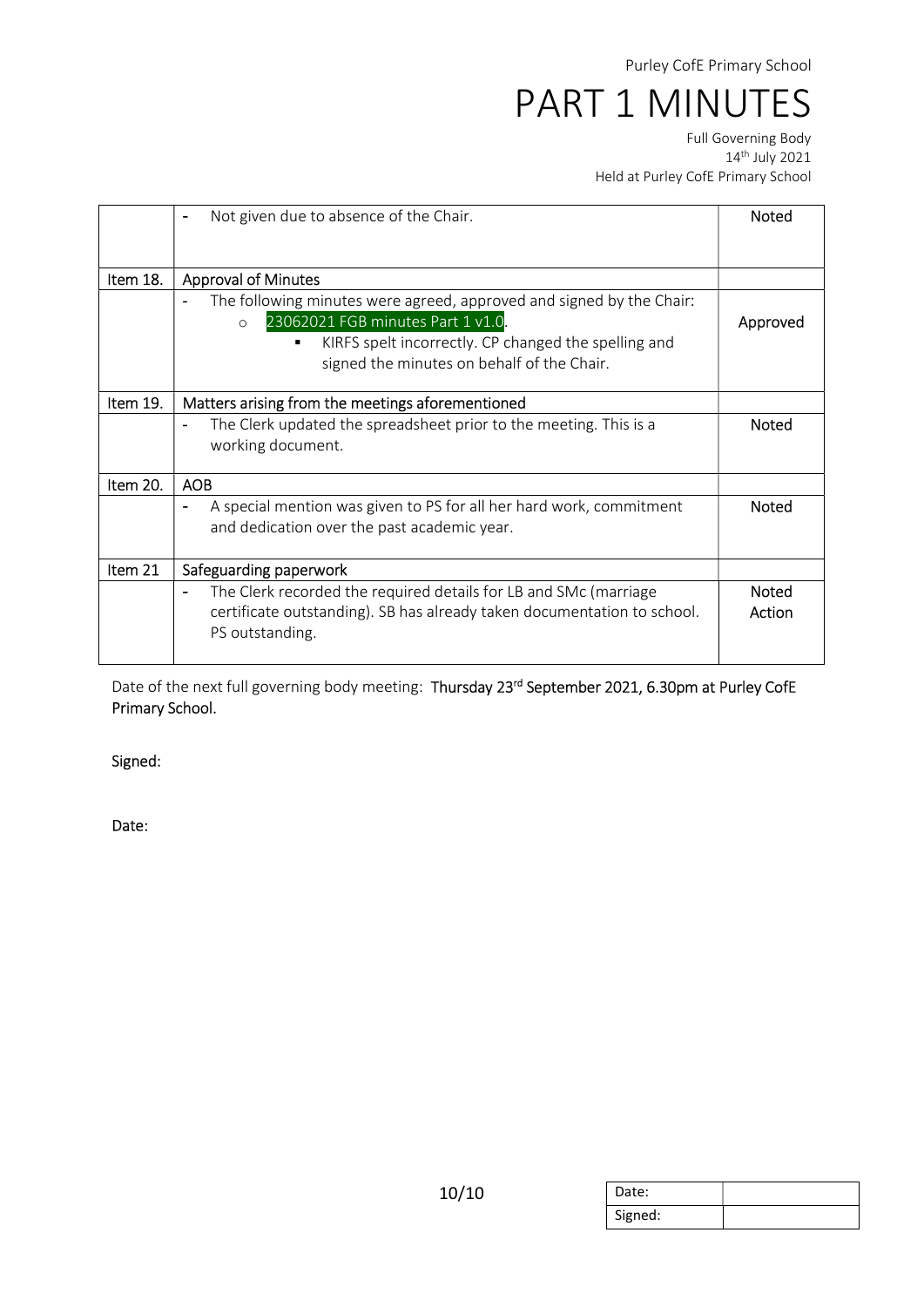| | | |
|---|---|---|
| | - Not given due to absence of the Chair. | Noted |
| Item 18. | Approval of Minutes | |
| | - The following minutes were agreed, approved and signed by the Chair:<br>○ 23062021 FGB minutes Part 1 v1.0.<br>▪ KIRFS spelt incorrectly. CP changed the spelling and signed the minutes on behalf of the Chair. | Approved |
| Item 19. | Matters arising from the meetings aforementioned | |
| | - The Clerk updated the spreadsheet prior to the meeting. This is a working document. | Noted |
| Item 20. | AOB | |
| | - A special mention was given to PS for all her hard work, commitment and dedication over the past academic year. | Noted |
| Item 21 | Safeguarding paperwork | |
| | - The Clerk recorded the required details for LB and SMc (marriage certificate outstanding). SB has already taken documentation to school. PS outstanding. | Noted<br>Action |

Date of the next full governing body meeting: **Thursday 23rd September 2021, 6.30pm at Purley CofE Primary School.**

Signed:

Date:

| | |
|---|---|
| Date: | |
| Signed: | |